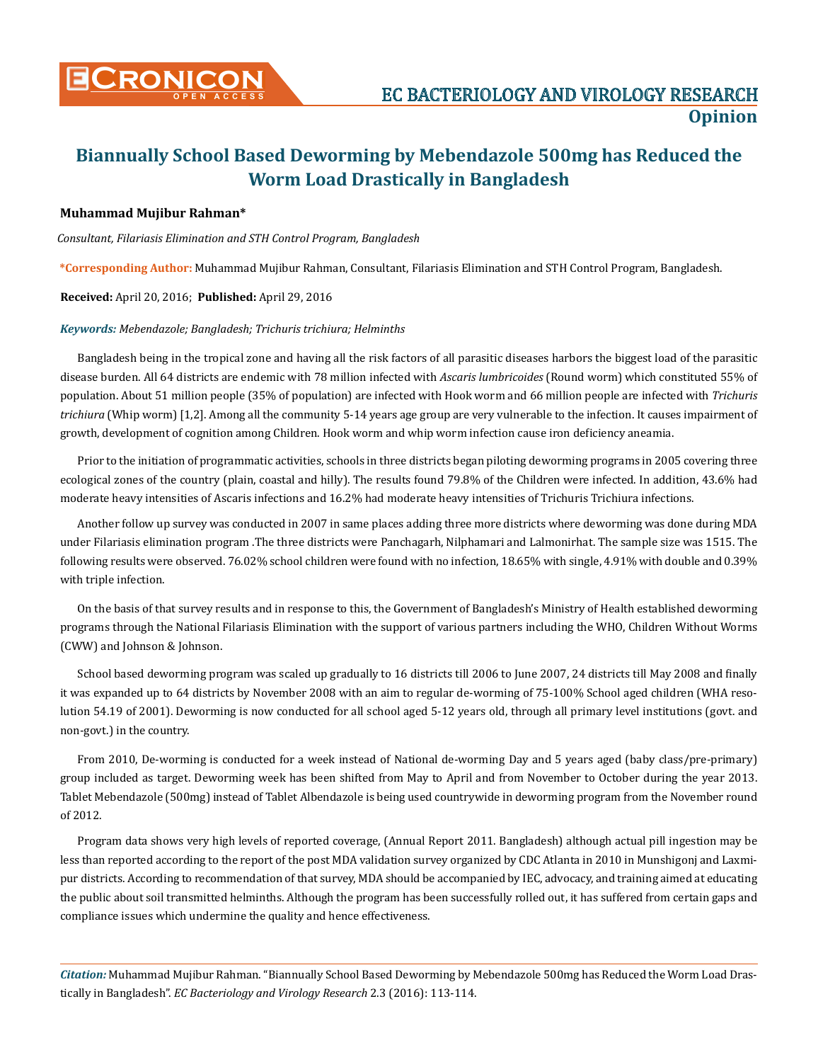# Biannually School Based Deworming by Mebendazole 500mg has Reduced the Worm Load Drastically in Bangladesh

**Muhammad Mujibur Rahman***

*Consultant, Filariasis Elimination and STH Control Program, Bangladesh*

***Corresponding Author:** Muhammad Mujibur Rahman, Consultant, Filariasis Elimination and STH Control Program, Bangladesh.

**Received:** April 20, 2016; **Published:** April 29, 2016

***Keywords:*** *Mebendazole; Bangladesh; Trichuris trichiura; Helminths*

Bangladesh being in the tropical zone and having all the risk factors of all parasitic diseases harbors the biggest load of the parasitic disease burden. All 64 districts are endemic with 78 million infected with *Ascaris lumbricoides* (Round worm) which constituted 55% of population. About 51 million people (35% of population) are infected with Hook worm and 66 million people are infected with *Trichuris trichiura* (Whip worm) [1,2]. Among all the community 5-14 years age group are very vulnerable to the infection. It causes impairment of growth, development of cognition among Children. Hook worm and whip worm infection cause iron deficiency aneamia.

Prior to the initiation of programmatic activities, schools in three districts began piloting deworming programs in 2005 covering three ecological zones of the country (plain, coastal and hilly). The results found 79.8% of the Children were infected. In addition, 43.6% had moderate heavy intensities of Ascaris infections and 16.2% had moderate heavy intensities of Trichuris Trichiura infections.

Another follow up survey was conducted in 2007 in same places adding three more districts where deworming was done during MDA under Filariasis elimination program .The three districts were Panchagarh, Nilphamari and Lalmonirhat. The sample size was 1515. The following results were observed. 76.02% school children were found with no infection, 18.65% with single, 4.91% with double and 0.39% with triple infection.

On the basis of that survey results and in response to this, the Government of Bangladesh's Ministry of Health established deworming programs through the National Filariasis Elimination with the support of various partners including the WHO, Children Without Worms (CWW) and Johnson & Johnson.

School based deworming program was scaled up gradually to 16 districts till 2006 to June 2007, 24 districts till May 2008 and finally it was expanded up to 64 districts by November 2008 with an aim to regular de-worming of 75-100% School aged children (WHA resolution 54.19 of 2001). Deworming is now conducted for all school aged 5-12 years old, through all primary level institutions (govt. and non-govt.) in the country.

From 2010, De-worming is conducted for a week instead of National de-worming Day and 5 years aged (baby class/pre-primary) group included as target. Deworming week has been shifted from May to April and from November to October during the year 2013. Tablet Mebendazole (500mg) instead of Tablet Albendazole is being used countrywide in deworming program from the November round of 2012.

Program data shows very high levels of reported coverage, (Annual Report 2011. Bangladesh) although actual pill ingestion may be less than reported according to the report of the post MDA validation survey organized by CDC Atlanta in 2010 in Munshigonj and Laxmipur districts. According to recommendation of that survey, MDA should be accompanied by IEC, advocacy, and training aimed at educating the public about soil transmitted helminths. Although the program has been successfully rolled out, it has suffered from certain gaps and compliance issues which undermine the quality and hence effectiveness.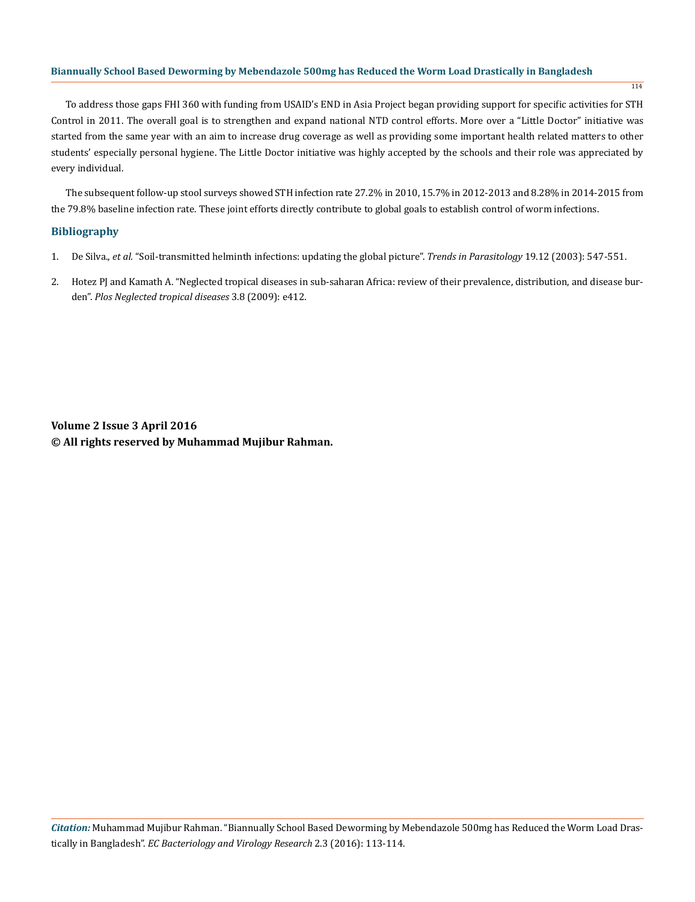To address those gaps FHI 360 with funding from USAID's END in Asia Project began providing support for specific activities for STH Control in 2011. The overall goal is to strengthen and expand national NTD control efforts. More over a "Little Doctor" initiative was started from the same year with an aim to increase drug coverage as well as providing some important health related matters to other students' especially personal hygiene. The Little Doctor initiative was highly accepted by the schools and their role was appreciated by every individual.

The subsequent follow-up stool surveys showed STH infection rate 27.2% in 2010, 15.7% in 2012-2013 and 8.28% in 2014-2015 from the 79.8% baseline infection rate. These joint efforts directly contribute to global goals to establish control of worm infections.

## Bibliography

1. De Silva., *et al.* "Soil-transmitted helminth infections: updating the global picture". *Trends in Parasitology* 19.12 (2003): 547-551.
2. Hotez PJ and Kamath A. "Neglected tropical diseases in sub-saharan Africa: review of their prevalence, distribution, and disease burden". *Plos Neglected tropical diseases* 3.8 (2009): e412.

**Volume 2 Issue 3 April 2016**
**© All rights reserved by Muhammad Mujibur Rahman.**